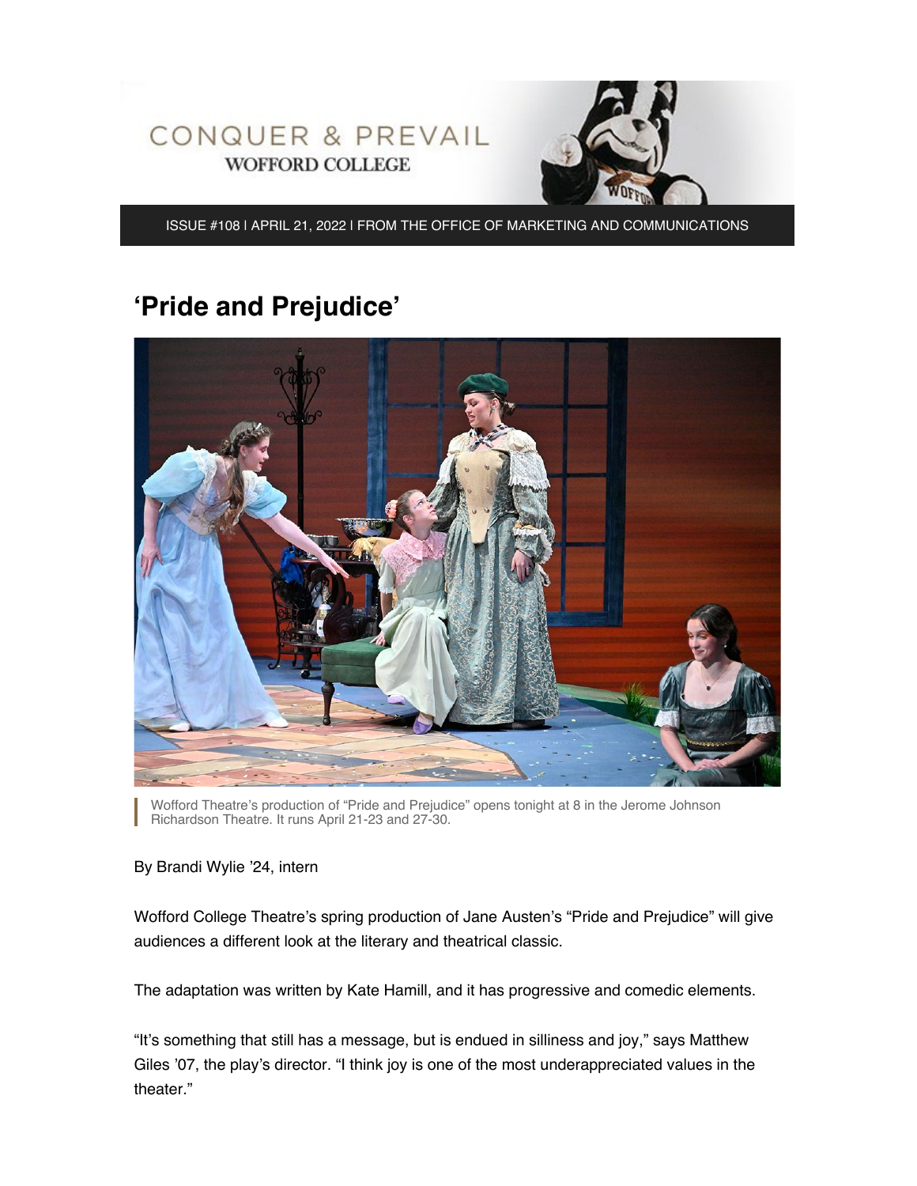CONQUER & PREVAIL
WOFFORD COLLEGE

ISSUE #108 | APRIL 21, 2022 | FROM THE OFFICE OF MARKETING AND COMMUNICATIONS

# ‘Pride and Prejudice’

Wofford Theatre’s production of “Pride and Prejudice” opens tonight at 8 in the Jerome Johnson Richardson Theatre. It runs April 21-23 and 27-30.

By Brandi Wylie ’24, intern

Wofford College Theatre’s spring production of Jane Austen’s “Pride and Prejudice” will give audiences a different look at the literary and theatrical classic.

The adaptation was written by Kate Hamill, and it has progressive and comedic elements.

“It’s something that still has a message, but is endued in silliness and joy,” says Matthew Giles ’07, the play’s director. “I think joy is one of the most underappreciated values in the theater.”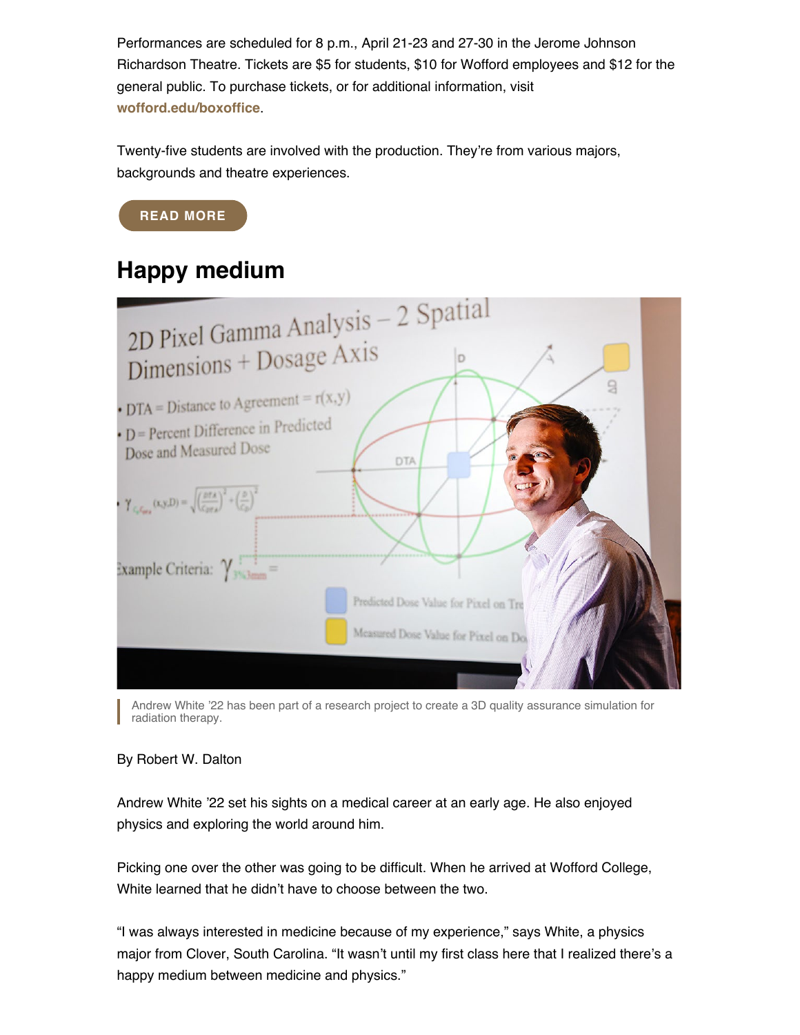Performances are scheduled for 8 p.m., April 21-23 and 27-30 in the Jerome Johnson Richardson Theatre. Tickets are $5 for students, $10 for Wofford employees and $12 for the general public. To purchase tickets, or for additional information, visit **wofford.edu/boxoffice**.

Twenty-five students are involved with the production. They're from various majors, backgrounds and theatre experiences.

**READ MORE**

## Happy medium

Andrew White '22 has been part of a research project to create a 3D quality assurance simulation for radiation therapy.

By Robert W. Dalton

Andrew White '22 set his sights on a medical career at an early age. He also enjoyed physics and exploring the world around him.

Picking one over the other was going to be difficult. When he arrived at Wofford College, White learned that he didn't have to choose between the two.

"I was always interested in medicine because of my experience," says White, a physics major from Clover, South Carolina. "It wasn't until my first class here that I realized there's a happy medium between medicine and physics."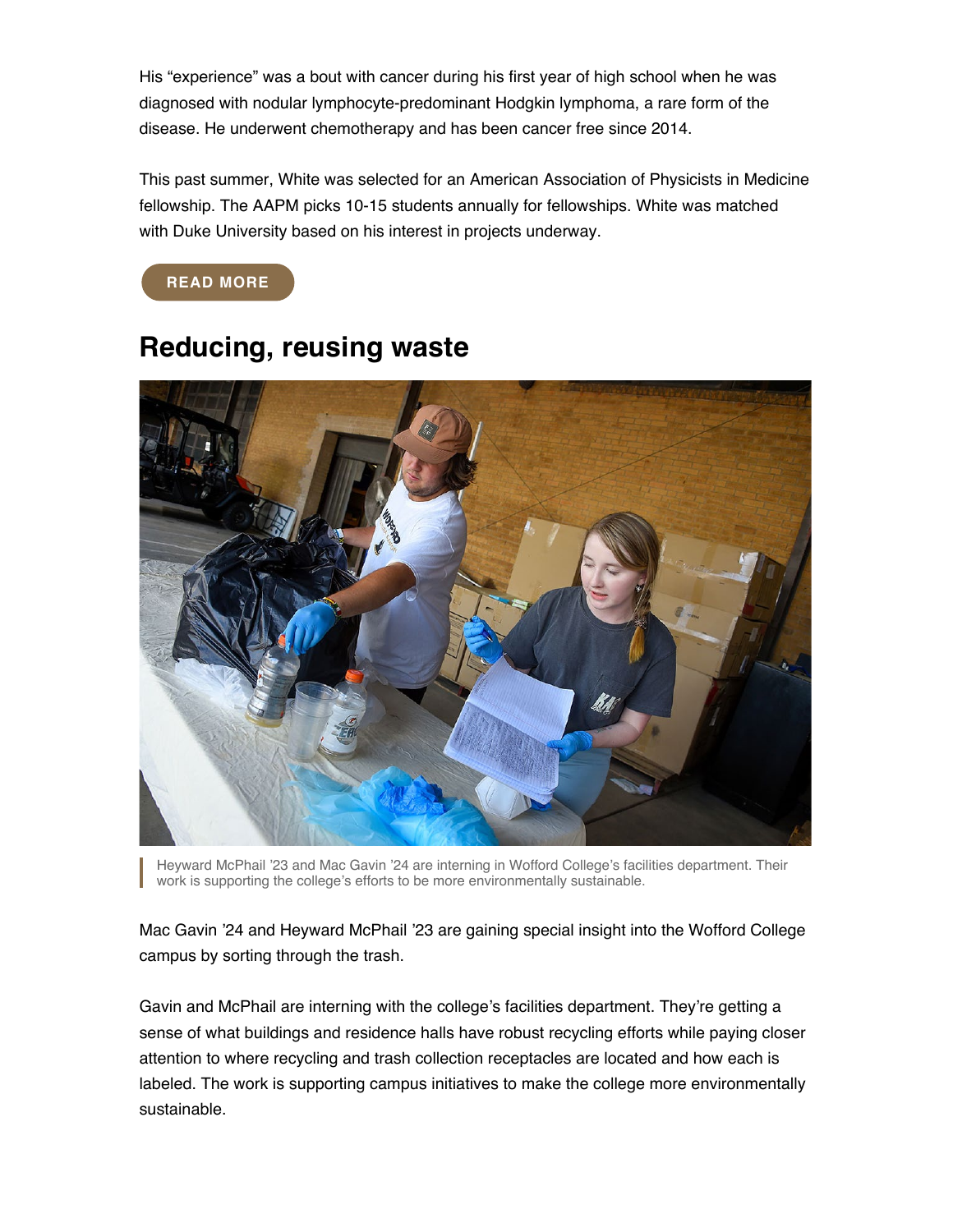His "experience" was a bout with cancer during his first year of high school when he was diagnosed with nodular lymphocyte-predominant Hodgkin lymphoma, a rare form of the disease. He underwent chemotherapy and has been cancer free since 2014.

This past summer, White was selected for an American Association of Physicists in Medicine fellowship. The AAPM picks 10-15 students annually for fellowships. White was matched with Duke University based on his interest in projects underway.

READ MORE

## Reducing, reusing waste

Heyward McPhail '23 and Mac Gavin '24 are interning in Wofford College's facilities department. Their work is supporting the college's efforts to be more environmentally sustainable.

Mac Gavin '24 and Heyward McPhail '23 are gaining special insight into the Wofford College campus by sorting through the trash.

Gavin and McPhail are interning with the college's facilities department. They're getting a sense of what buildings and residence halls have robust recycling efforts while paying closer attention to where recycling and trash collection receptacles are located and how each is labeled. The work is supporting campus initiatives to make the college more environmentally sustainable.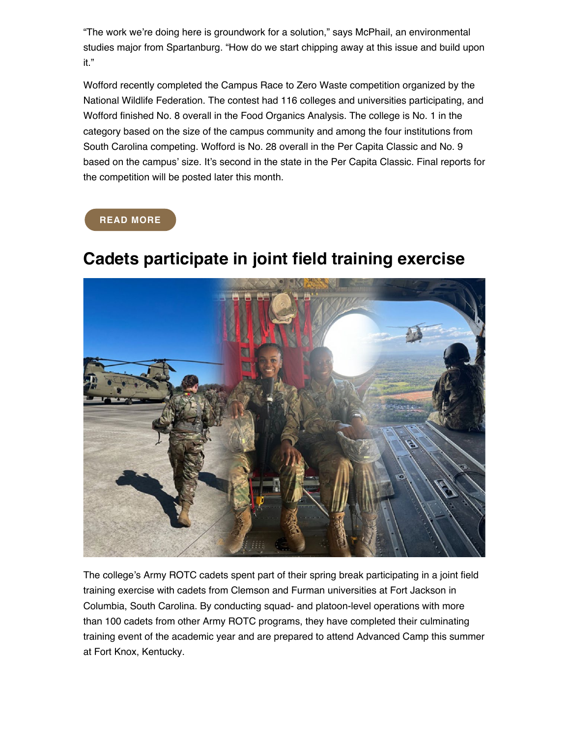"The work we're doing here is groundwork for a solution," says McPhail, an environmental studies major from Spartanburg. "How do we start chipping away at this issue and build upon it."

Wofford recently completed the Campus Race to Zero Waste competition organized by the National Wildlife Federation. The contest had 116 colleges and universities participating, and Wofford finished No. 8 overall in the Food Organics Analysis. The college is No. 1 in the category based on the size of the campus community and among the four institutions from South Carolina competing. Wofford is No. 28 overall in the Per Capita Classic and No. 9 based on the campus' size. It's second in the state in the Per Capita Classic. Final reports for the competition will be posted later this month.

READ MORE

## Cadets participate in joint field training exercise

The college's Army ROTC cadets spent part of their spring break participating in a joint field training exercise with cadets from Clemson and Furman universities at Fort Jackson in Columbia, South Carolina. By conducting squad- and platoon-level operations with more than 100 cadets from other Army ROTC programs, they have completed their culminating training event of the academic year and are prepared to attend Advanced Camp this summer at Fort Knox, Kentucky.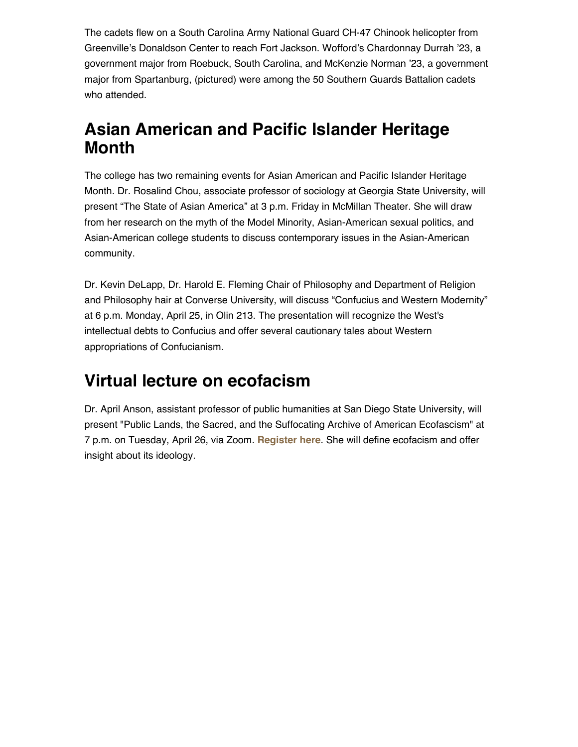The cadets flew on a South Carolina Army National Guard CH-47 Chinook helicopter from Greenville's Donaldson Center to reach Fort Jackson. Wofford's Chardonnay Durrah '23, a government major from Roebuck, South Carolina, and McKenzie Norman '23, a government major from Spartanburg, (pictured) were among the 50 Southern Guards Battalion cadets who attended.

## Asian American and Pacific Islander Heritage Month

The college has two remaining events for Asian American and Pacific Islander Heritage Month. Dr. Rosalind Chou, associate professor of sociology at Georgia State University, will present "The State of Asian America" at 3 p.m. Friday in McMillan Theater. She will draw from her research on the myth of the Model Minority, Asian-American sexual politics, and Asian-American college students to discuss contemporary issues in the Asian-American community.

Dr. Kevin DeLapp, Dr. Harold E. Fleming Chair of Philosophy and Department of Religion and Philosophy hair at Converse University, will discuss "Confucius and Western Modernity" at 6 p.m. Monday, April 25, in Olin 213. The presentation will recognize the West's intellectual debts to Confucius and offer several cautionary tales about Western appropriations of Confucianism.

## Virtual lecture on ecofacism

Dr. April Anson, assistant professor of public humanities at San Diego State University, will present "Public Lands, the Sacred, and the Suffocating Archive of American Ecofascism" at 7 p.m. on Tuesday, April 26, via Zoom. **Register here**. She will define ecofacism and offer insight about its ideology.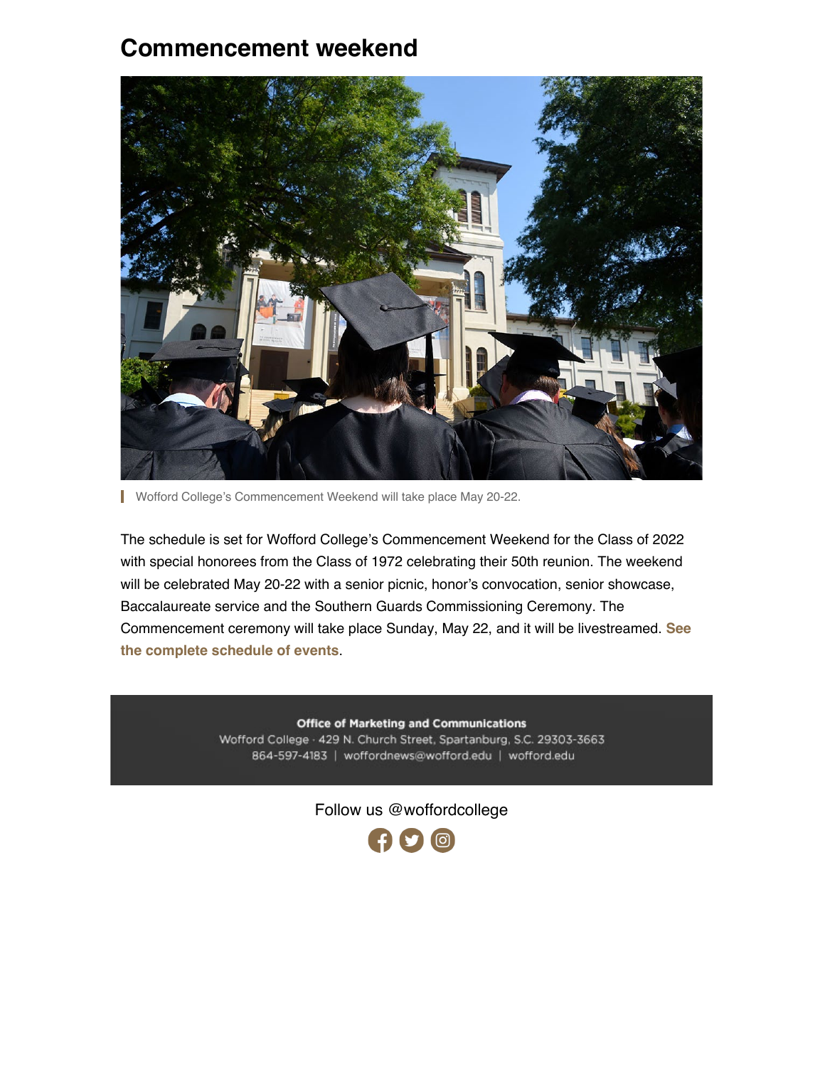## Commencement weekend

Wofford College's Commencement Weekend will take place May 20-22.

The schedule is set for Wofford College's Commencement Weekend for the Class of 2022 with special honorees from the Class of 1972 celebrating their 50th reunion. The weekend will be celebrated May 20-22 with a senior picnic, honor's convocation, senior showcase, Baccalaureate service and the Southern Guards Commissioning Ceremony. The Commencement ceremony will take place Sunday, May 22, and it will be livestreamed. **See the complete schedule of events**.

**Office of Marketing and Communications**
Wofford College · 429 N. Church Street, Spartanburg, S.C. 29303-3663
864-597-4183 | woffordnews@wofford.edu | wofford.edu

Follow us @woffordcollege